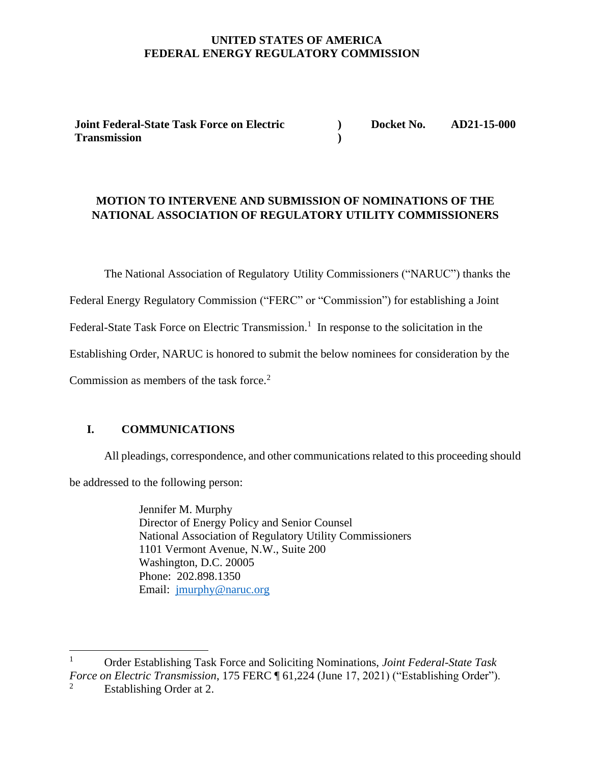**UNITED STATES OF AMERICA**
**FEDERAL ENERGY REGULATORY COMMISSION**

| | | |
|---|---|---|
| **Joint Federal-State Task Force on Electric Transmission** | **)** **)** | **Docket No. AD21-15-000** |

## MOTION TO INTERVENE AND SUBMISSION OF NOMINATIONS OF THE NATIONAL ASSOCIATION OF REGULATORY UTILITY COMMISSIONERS

The National Association of Regulatory Utility Commissioners ("NARUC") thanks the Federal Energy Regulatory Commission ("FERC" or "Commission") for establishing a Joint Federal-State Task Force on Electric Transmission.[1] In response to the solicitation in the Establishing Order, NARUC is honored to submit the below nominees for consideration by the Commission as members of the task force.[2]

### I. COMMUNICATIONS

All pleadings, correspondence, and other communications related to this proceeding should be addressed to the following person:

> Jennifer M. Murphy
> Director of Energy Policy and Senior Counsel
> National Association of Regulatory Utility Commissioners
> 1101 Vermont Avenue, N.W., Suite 200
> Washington, D.C. 20005
> Phone: 202.898.1350
> Email: jmurphy@naruc.org

---

[1] Order Establishing Task Force and Soliciting Nominations, *Joint Federal-State Task Force on Electric Transmission*, 175 FERC ¶ 61,224 (June 17, 2021) ("Establishing Order").

[2] Establishing Order at 2.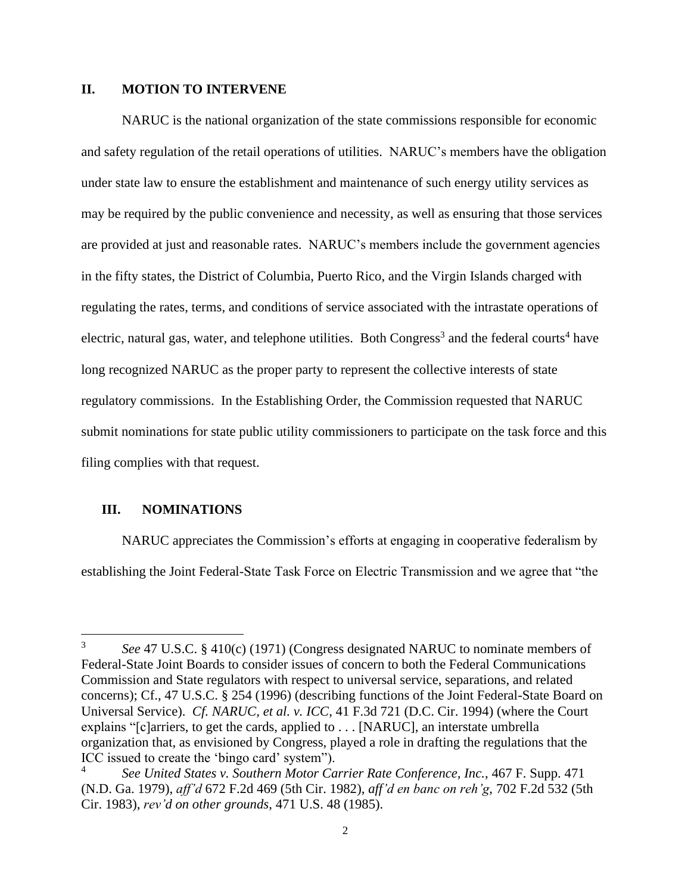## II. MOTION TO INTERVENE

NARUC is the national organization of the state commissions responsible for economic and safety regulation of the retail operations of utilities. NARUC's members have the obligation under state law to ensure the establishment and maintenance of such energy utility services as may be required by the public convenience and necessity, as well as ensuring that those services are provided at just and reasonable rates. NARUC's members include the government agencies in the fifty states, the District of Columbia, Puerto Rico, and the Virgin Islands charged with regulating the rates, terms, and conditions of service associated with the intrastate operations of electric, natural gas, water, and telephone utilities. Both Congress[3] and the federal courts[4] have long recognized NARUC as the proper party to represent the collective interests of state regulatory commissions. In the Establishing Order, the Commission requested that NARUC submit nominations for state public utility commissioners to participate on the task force and this filing complies with that request.

## III. NOMINATIONS

NARUC appreciates the Commission's efforts at engaging in cooperative federalism by establishing the Joint Federal-State Task Force on Electric Transmission and we agree that "the

---

[3] *See* 47 U.S.C. § 410(c) (1971) (Congress designated NARUC to nominate members of Federal-State Joint Boards to consider issues of concern to both the Federal Communications Commission and State regulators with respect to universal service, separations, and related concerns); Cf., 47 U.S.C. § 254 (1996) (describing functions of the Joint Federal-State Board on Universal Service). *Cf. NARUC, et al. v. ICC*, 41 F.3d 721 (D.C. Cir. 1994) (where the Court explains "[c]arriers, to get the cards, applied to . . . [NARUC], an interstate umbrella organization that, as envisioned by Congress, played a role in drafting the regulations that the ICC issued to create the 'bingo card' system").

[4] *See United States v. Southern Motor Carrier Rate Conference, Inc.*, 467 F. Supp. 471 (N.D. Ga. 1979), *aff'd* 672 F.2d 469 (5th Cir. 1982), *aff'd en banc on reh'g*, 702 F.2d 532 (5th Cir. 1983), *rev'd on other grounds*, 471 U.S. 48 (1985).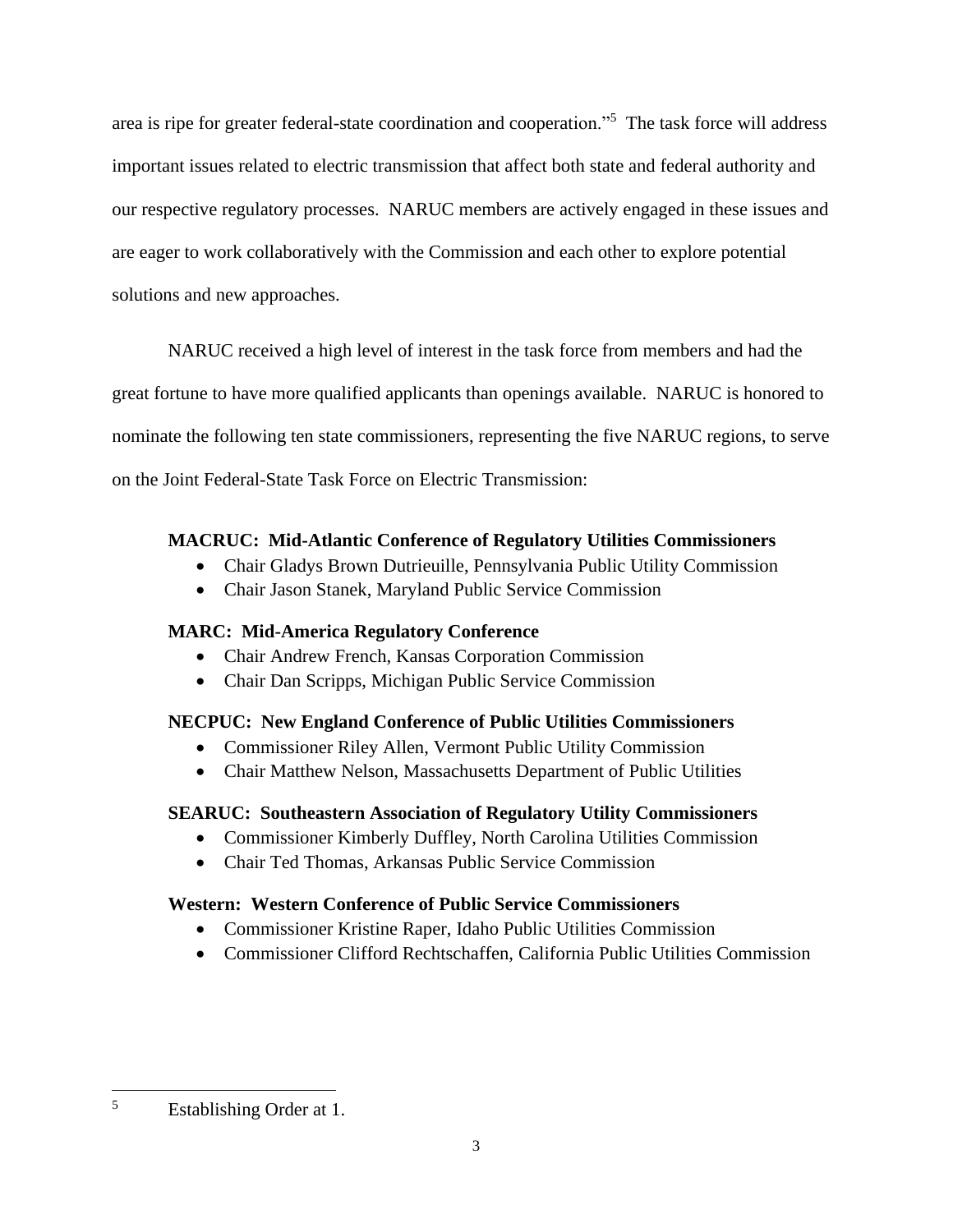area is ripe for greater federal-state coordination and cooperation."[5] The task force will address important issues related to electric transmission that affect both state and federal authority and our respective regulatory processes. NARUC members are actively engaged in these issues and are eager to work collaboratively with the Commission and each other to explore potential solutions and new approaches.

NARUC received a high level of interest in the task force from members and had the great fortune to have more qualified applicants than openings available. NARUC is honored to nominate the following ten state commissioners, representing the five NARUC regions, to serve on the Joint Federal-State Task Force on Electric Transmission:

**MACRUC: Mid-Atlantic Conference of Regulatory Utilities Commissioners**

- Chair Gladys Brown Dutrieuille, Pennsylvania Public Utility Commission
- Chair Jason Stanek, Maryland Public Service Commission

**MARC: Mid-America Regulatory Conference**

- Chair Andrew French, Kansas Corporation Commission
- Chair Dan Scripps, Michigan Public Service Commission

**NECPUC: New England Conference of Public Utilities Commissioners**

- Commissioner Riley Allen, Vermont Public Utility Commission
- Chair Matthew Nelson, Massachusetts Department of Public Utilities

**SEARUC: Southeastern Association of Regulatory Utility Commissioners**

- Commissioner Kimberly Duffley, North Carolina Utilities Commission
- Chair Ted Thomas, Arkansas Public Service Commission

**Western: Western Conference of Public Service Commissioners**

- Commissioner Kristine Raper, Idaho Public Utilities Commission
- Commissioner Clifford Rechtschaffen, California Public Utilities Commission

---

[5] Establishing Order at 1.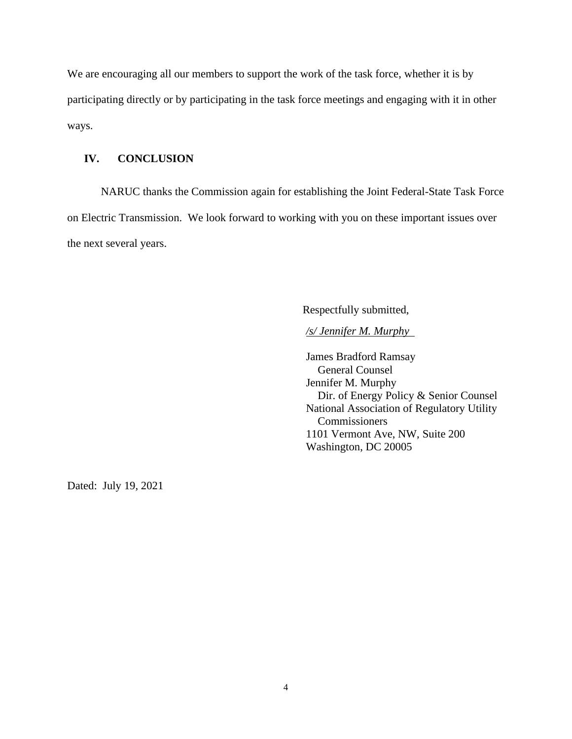We are encouraging all our members to support the work of the task force, whether it is by participating directly or by participating in the task force meetings and engaging with it in other ways.

## IV. CONCLUSION

NARUC thanks the Commission again for establishing the Joint Federal-State Task Force on Electric Transmission. We look forward to working with you on these important issues over the next several years.

Respectfully submitted,

*/s/ Jennifer M. Murphy*

James Bradford Ramsay  
General Counsel  
Jennifer M. Murphy  
Dir. of Energy Policy & Senior Counsel  
National Association of Regulatory Utility Commissioners  
1101 Vermont Ave, NW, Suite 200  
Washington, DC 20005

Dated: July 19, 2021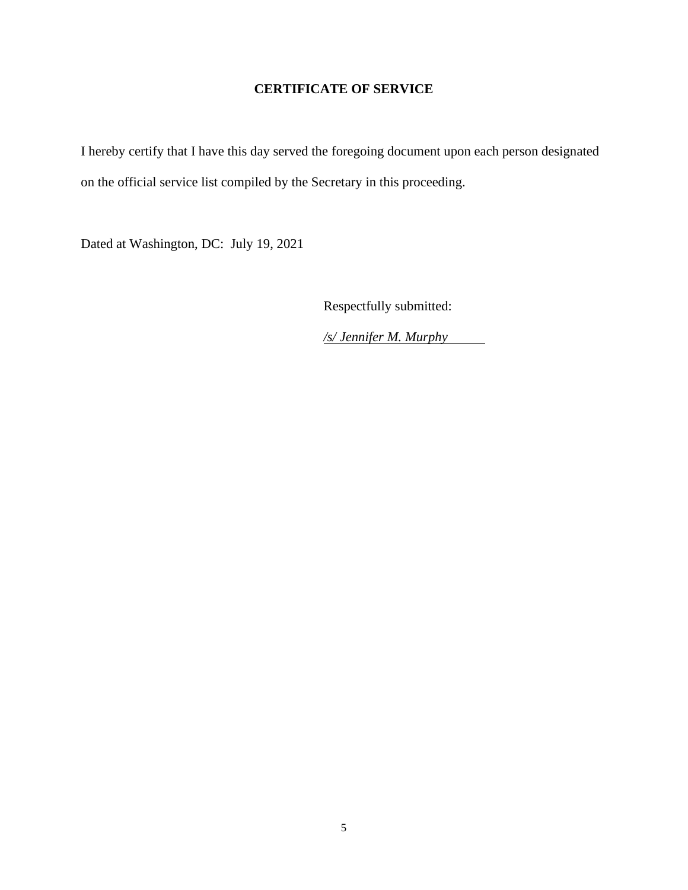## CERTIFICATE OF SERVICE

I hereby certify that I have this day served the foregoing document upon each person designated on the official service list compiled by the Secretary in this proceeding.

Dated at Washington, DC: July 19, 2021

Respectfully submitted:

*/s/ Jennifer M. Murphy*